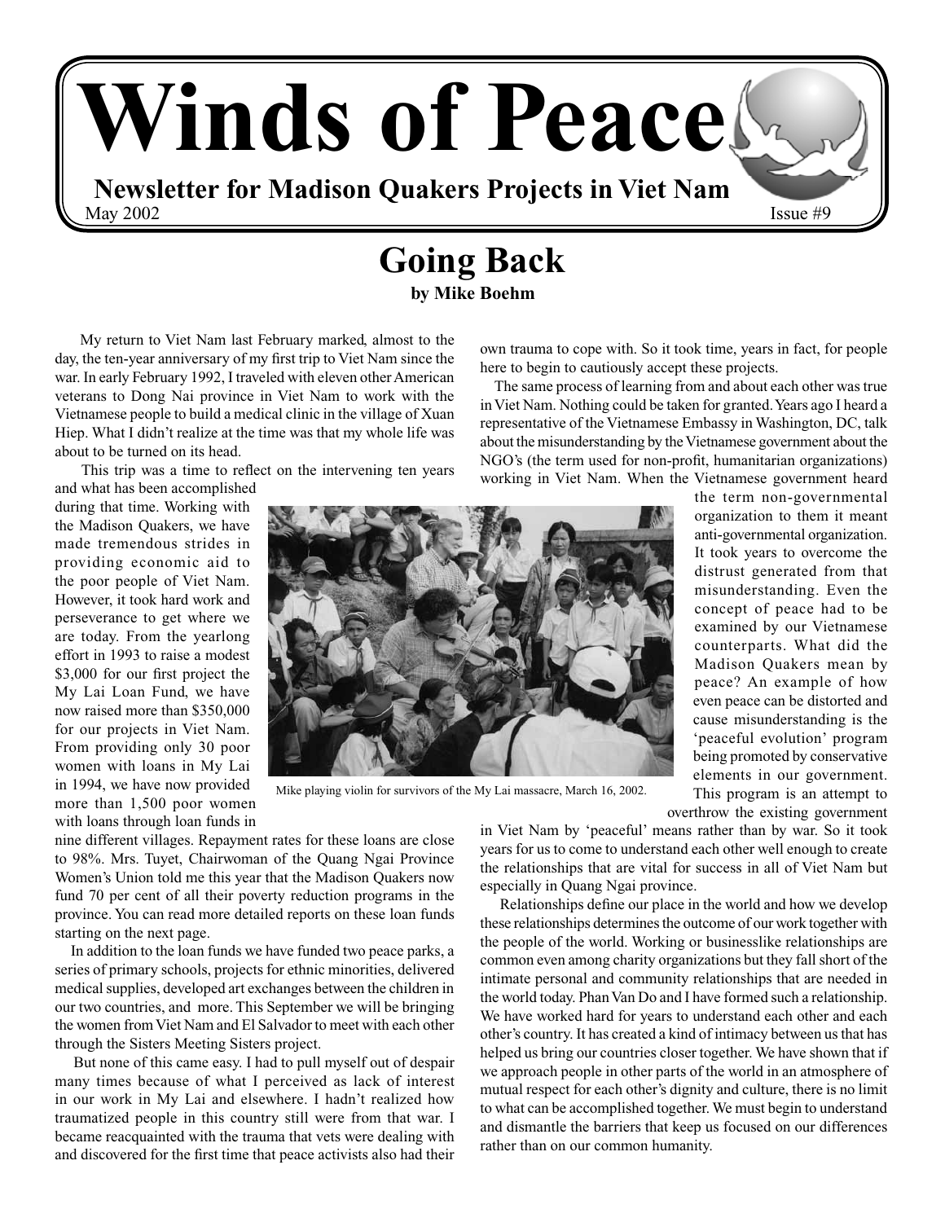# Winds of Peace

**Newsletter for Madison Quakers Projects in Viet Nam**

May 2002 Issue #9

## Going Back

**by Mike Boehm**

My return to Viet Nam last February marked, almost to the day, the ten-year anniversary of my first trip to Viet Nam since the war. In early February 1992, I traveled with eleven other American veterans to Dong Nai province in Viet Nam to work with the Vietnamese people to build a medical clinic in the village of Xuan Hiep. What I didn't realize at the time was that my whole life was about to be turned on its head.

This trip was a time to reflect on the intervening ten years and what has been accomplished during that time. Working with the Madison Quakers, we have made tremendous strides in providing economic aid to the poor people of Viet Nam. However, it took hard work and perseverance to get where we are today. From the yearlong effort in 1993 to raise a modest $3,000 for our first project the My Lai Loan Fund, we have now raised more than $350,000 for our projects in Viet Nam. From providing only 30 poor women with loans in My Lai in 1994, we have now provided more than 1,500 poor women with loans through loan funds in nine different villages. Repayment rates for these loans are close to 98%. Mrs. Tuyet, Chairwoman of the Quang Ngai Province Women's Union told me this year that the Madison Quakers now fund 70 per cent of all their poverty reduction programs in the province. You can read more detailed reports on these loan funds starting on the next page.

Mike playing violin for survivors of the My Lai massacre, March 16, 2002.

In addition to the loan funds we have funded two peace parks, a series of primary schools, projects for ethnic minorities, delivered medical supplies, developed art exchanges between the children in our two countries, and more. This September we will be bringing the women from Viet Nam and El Salvador to meet with each other through the Sisters Meeting Sisters project.

But none of this came easy. I had to pull myself out of despair many times because of what I perceived as lack of interest in our work in My Lai and elsewhere. I hadn't realized how traumatized people in this country still were from that war. I became reacquainted with the trauma that vets were dealing with and discovered for the first time that peace activists also had their own trauma to cope with. So it took time, years in fact, for people here to begin to cautiously accept these projects.

The same process of learning from and about each other was true in Viet Nam. Nothing could be taken for granted. Years ago I heard a representative of the Vietnamese Embassy in Washington, DC, talk about the misunderstanding by the Vietnamese government about the NGO's (the term used for non-profit, humanitarian organizations) working in Viet Nam. When the Vietnamese government heard the term non-governmental organization to them it meant anti-governmental organization. It took years to overcome the distrust generated from that misunderstanding. Even the concept of peace had to be examined by our Vietnamese counterparts. What did the Madison Quakers mean by peace? An example of how even peace can be distorted and cause misunderstanding is the 'peaceful evolution' program being promoted by conservative elements in our government. This program is an attempt to overthrow the existing government in Viet Nam by 'peaceful' means rather than by war. So it took years for us to come to understand each other well enough to create the relationships that are vital for success in all of Viet Nam but especially in Quang Ngai province.

Relationships define our place in the world and how we develop these relationships determines the outcome of our work together with the people of the world. Working or businesslike relationships are common even among charity organizations but they fall short of the intimate personal and community relationships that are needed in the world today. Phan Van Do and I have formed such a relationship. We have worked hard for years to understand each other and each other's country. It has created a kind of intimacy between us that has helped us bring our countries closer together. We have shown that if we approach people in other parts of the world in an atmosphere of mutual respect for each other's dignity and culture, there is no limit to what can be accomplished together. We must begin to understand and dismantle the barriers that keep us focused on our differences rather than on our common humanity.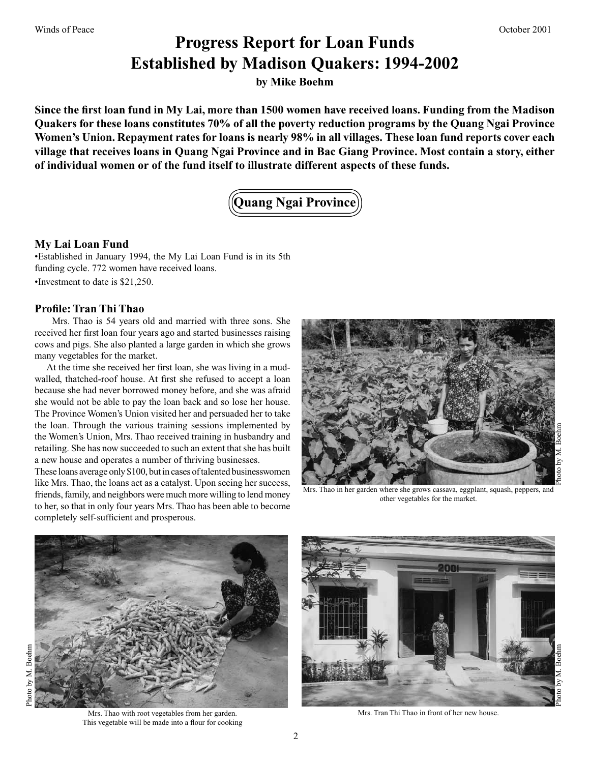# Progress Report for Loan Funds Established by Madison Quakers: 1994-2002

**by Mike Boehm**

**Since the first loan fund in My Lai, more than 1500 women have received loans. Funding from the Madison Quakers for these loans constitutes 70% of all the poverty reduction programs by the Quang Ngai Province Women's Union. Repayment rates for loans is nearly 98% in all villages. These loan fund reports cover each village that receives loans in Quang Ngai Province and in Bac Giang Province. Most contain a story, either of individual women or of the fund itself to illustrate different aspects of these funds.**

## Quang Ngai Province

### My Lai Loan Fund

- Established in January 1994, the My Lai Loan Fund is in its 5th funding cycle. 772 women have received loans.
- Investment to date is $21,250.

### Profile: Tran Thi Thao

Mrs. Thao is 54 years old and married with three sons. She received her first loan four years ago and started businesses raising cows and pigs. She also planted a large garden in which she grows many vegetables for the market.

At the time she received her first loan, she was living in a mud-walled, thatched-roof house. At first she refused to accept a loan because she had never borrowed money before, and she was afraid she would not be able to pay the loan back and so lose her house. The Province Women's Union visited her and persuaded her to take the loan. Through the various training sessions implemented by the Women's Union, Mrs. Thao received training in husbandry and retailing. She has now succeeded to such an extent that she has built a new house and operates a number of thriving businesses.

These loans average only $100, but in cases of talented businesswomen like Mrs. Thao, the loans act as a catalyst. Upon seeing her success, friends, family, and neighbors were much more willing to lend money to her, so that in only four years Mrs. Thao has been able to become completely self-sufficient and prosperous.

Photo by M. Boehm

Mrs. Thao in her garden where she grows cassava, eggplant, squash, peppers, and other vegetables for the market.

Photo by M. Boehm

Mrs. Thao with root vegetables from her garden. This vegetable will be made into a flour for cooking

Photo by M. Boehm

Mrs. Tran Thi Thao in front of her new house.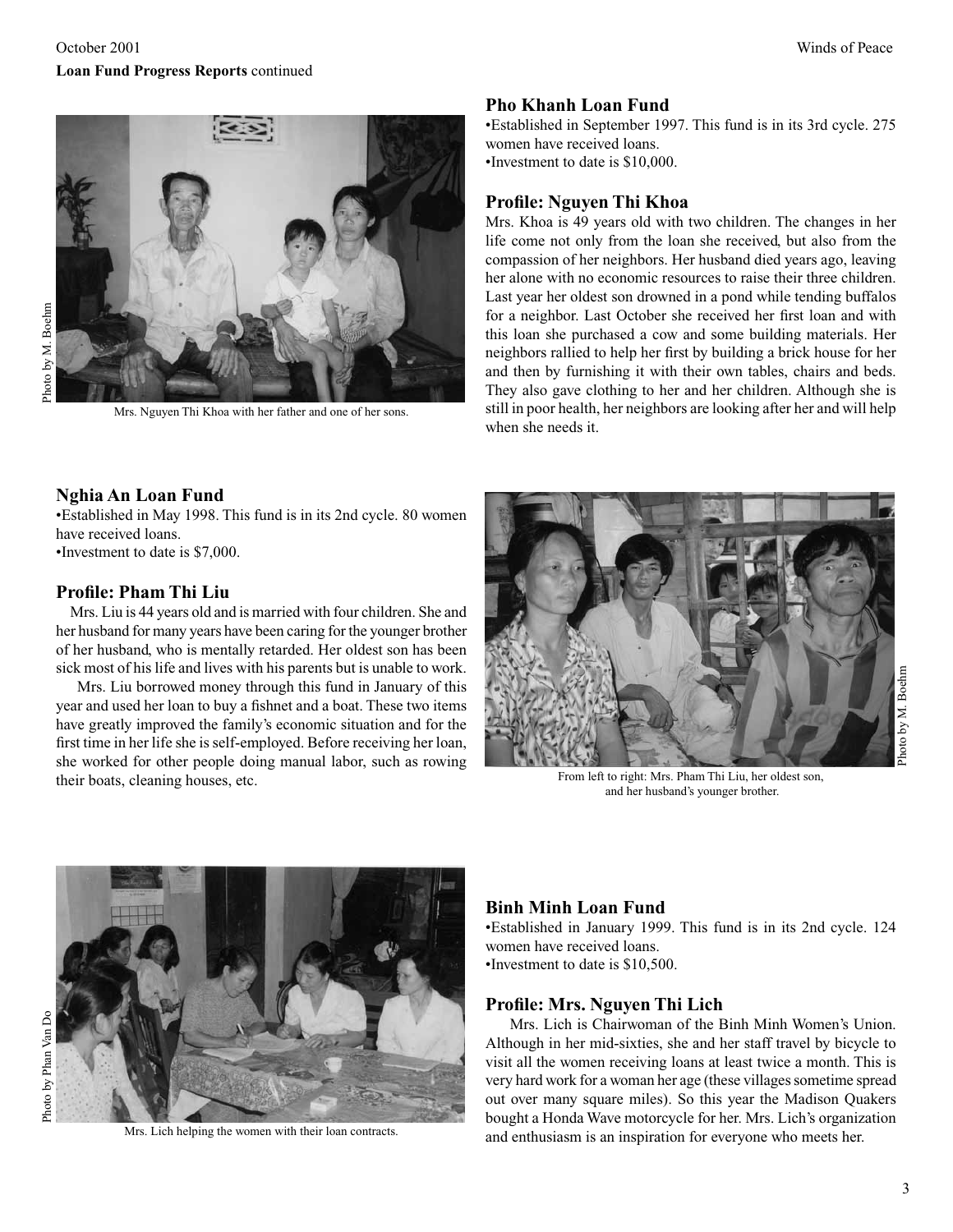**Loan Fund Progress Reports** continued

Photo by M. Boehm

Mrs. Nguyen Thi Khoa with her father and one of her sons.

## Pho Khanh Loan Fund

•Established in September 1997. This fund is in its 3rd cycle. 275 women have received loans.
•Investment to date is $10,000.

### Profile: Nguyen Thi Khoa

Mrs. Khoa is 49 years old with two children. The changes in her life come not only from the loan she received, but also from the compassion of her neighbors. Her husband died years ago, leaving her alone with no economic resources to raise their three children. Last year her oldest son drowned in a pond while tending buffalos for a neighbor. Last October she received her first loan and with this loan she purchased a cow and some building materials. Her neighbors rallied to help her first by building a brick house for her and then by furnishing it with their own tables, chairs and beds. They also gave clothing to her and her children. Although she is still in poor health, her neighbors are looking after her and will help when she needs it.

## Nghia An Loan Fund

•Established in May 1998. This fund is in its 2nd cycle. 80 women have received loans.
•Investment to date is $7,000.

### Profile: Pham Thi Liu

Mrs. Liu is 44 years old and is married with four children. She and her husband for many years have been caring for the younger brother of her husband, who is mentally retarded. Her oldest son has been sick most of his life and lives with his parents but is unable to work.

Mrs. Liu borrowed money through this fund in January of this year and used her loan to buy a fishnet and a boat. These two items have greatly improved the family's economic situation and for the first time in her life she is self-employed. Before receiving her loan, she worked for other people doing manual labor, such as rowing their boats, cleaning houses, etc.

Photo by M. Boehm

From left to right: Mrs. Pham Thi Liu, her oldest son, and her husband's younger brother.

Photo by Phan Van Do

Mrs. Lich helping the women with their loan contracts.

## Binh Minh Loan Fund

•Established in January 1999. This fund is in its 2nd cycle. 124 women have received loans.
•Investment to date is $10,500.

### Profile: Mrs. Nguyen Thi Lich

Mrs. Lich is Chairwoman of the Binh Minh Women's Union. Although in her mid-sixties, she and her staff travel by bicycle to visit all the women receiving loans at least twice a month. This is very hard work for a woman her age (these villages sometime spread out over many square miles). So this year the Madison Quakers bought a Honda Wave motorcycle for her. Mrs. Lich's organization and enthusiasm is an inspiration for everyone who meets her.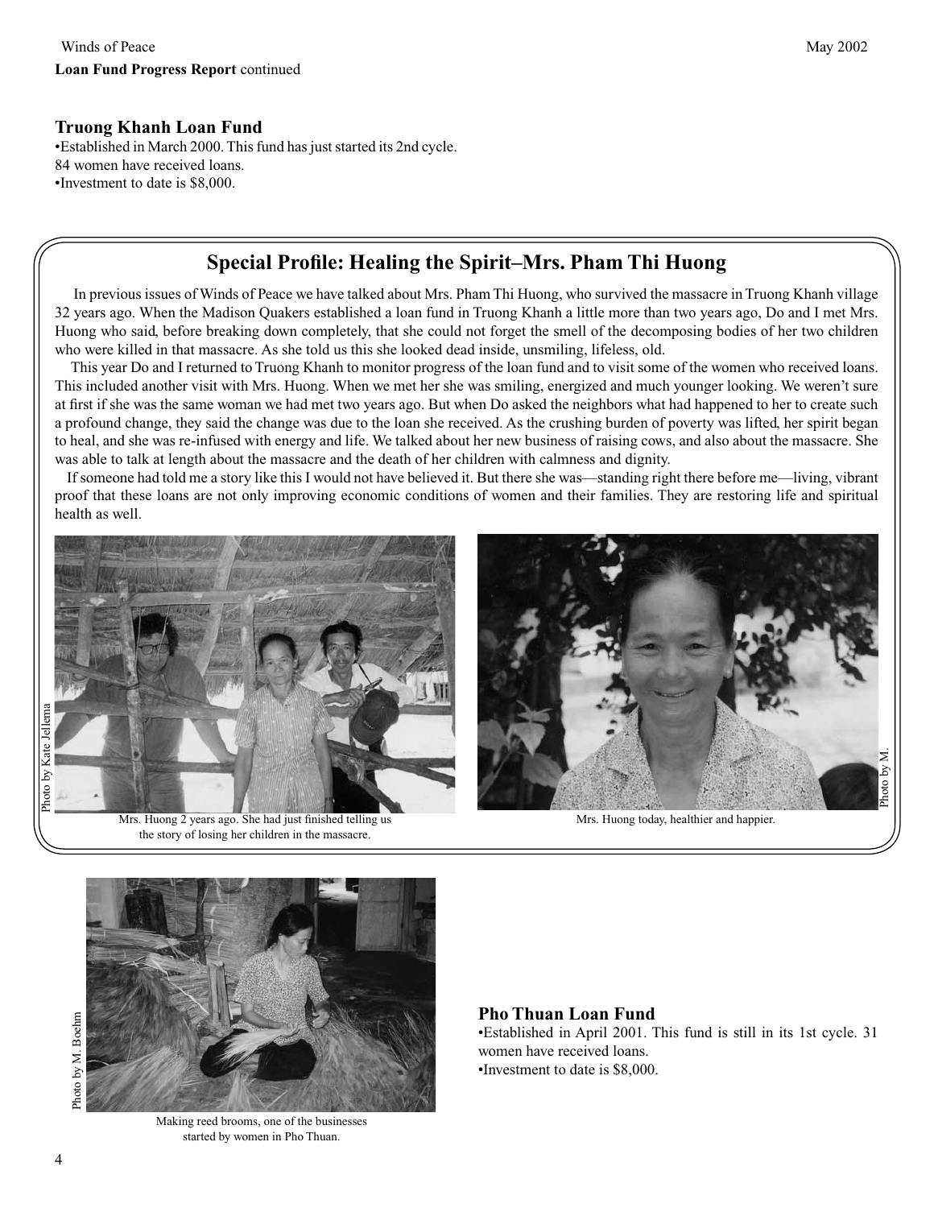**Loan Fund Progress Report** continued

### Truong Khanh Loan Fund

- Established in March 2000. This fund has just started its 2nd cycle. 84 women have received loans.
- Investment to date is $8,000.

## Special Profile: Healing the Spirit–Mrs. Pham Thi Huong

In previous issues of Winds of Peace we have talked about Mrs. Pham Thi Huong, who survived the massacre in Truong Khanh village 32 years ago. When the Madison Quakers established a loan fund in Truong Khanh a little more than two years ago, Do and I met Mrs. Huong who said, before breaking down completely, that she could not forget the smell of the decomposing bodies of her two children who were killed in that massacre. As she told us this she looked dead inside, unsmiling, lifeless, old.

This year Do and I returned to Truong Khanh to monitor progress of the loan fund and to visit some of the women who received loans. This included another visit with Mrs. Huong. When we met her she was smiling, energized and much younger looking. We weren't sure at first if she was the same woman we had met two years ago. But when Do asked the neighbors what had happened to her to create such a profound change, they said the change was due to the loan she received. As the crushing burden of poverty was lifted, her spirit began to heal, and she was re-infused with energy and life. We talked about her new business of raising cows, and also about the massacre. She was able to talk at length about the massacre and the death of her children with calmness and dignity.

If someone had told me a story like this I would not have believed it. But there she was—standing right there before me—living, vibrant proof that these loans are not only improving economic conditions of women and their families. They are restoring life and spiritual health as well.

Photo by Kate Jellema

Mrs. Huong 2 years ago. She had just finished telling us the story of losing her children in the massacre.

Photo by M.

Mrs. Huong today, healthier and happier.

Photo by M. Boehm

Making reed brooms, one of the businesses started by women in Pho Thuan.

### Pho Thuan Loan Fund

- Established in April 2001. This fund is still in its 1st cycle. 31 women have received loans.
- Investment to date is $8,000.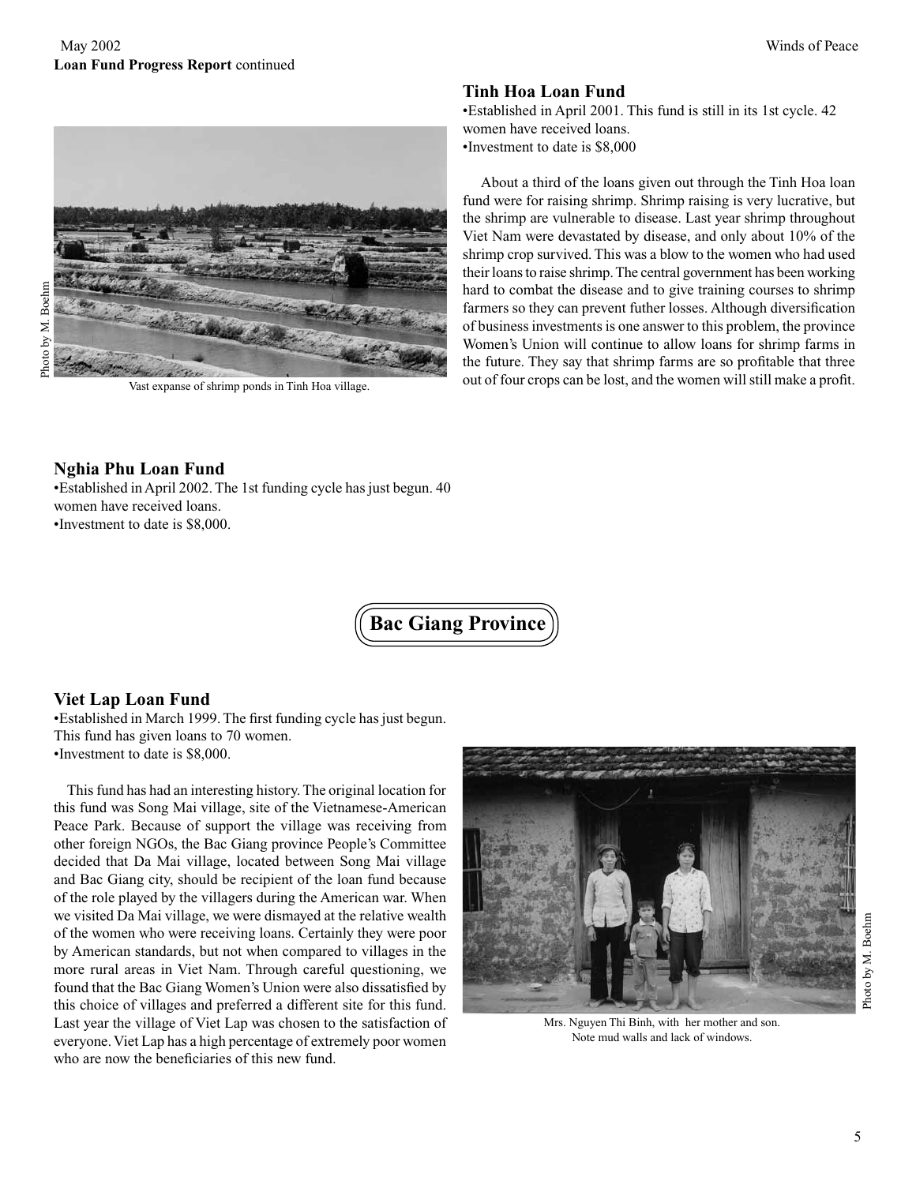**Loan Fund Progress Report** continued

Vast expanse of shrimp ponds in Tinh Hoa village.

Photo by M. Boehm

### Tinh Hoa Loan Fund

•Established in April 2001. This fund is still in its 1st cycle. 42 women have received loans.
•Investment to date is $8,000

About a third of the loans given out through the Tinh Hoa loan fund were for raising shrimp. Shrimp raising is very lucrative, but the shrimp are vulnerable to disease. Last year shrimp throughout Viet Nam were devastated by disease, and only about 10% of the shrimp crop survived. This was a blow to the women who had used their loans to raise shrimp. The central government has been working hard to combat the disease and to give training courses to shrimp farmers so they can prevent futher losses. Although diversification of business investments is one answer to this problem, the province Women's Union will continue to allow loans for shrimp farms in the future. They say that shrimp farms are so profitable that three out of four crops can be lost, and the women will still make a profit.

### Nghia Phu Loan Fund

•Established in April 2002. The 1st funding cycle has just begun. 40 women have received loans.
•Investment to date is $8,000.

## Bac Giang Province

### Viet Lap Loan Fund

•Established in March 1999. The first funding cycle has just begun. This fund has given loans to 70 women.
•Investment to date is $8,000.

This fund has had an interesting history. The original location for this fund was Song Mai village, site of the Vietnamese-American Peace Park. Because of support the village was receiving from other foreign NGOs, the Bac Giang province People's Committee decided that Da Mai village, located between Song Mai village and Bac Giang city, should be recipient of the loan fund because of the role played by the villagers during the American war. When we visited Da Mai village, we were dismayed at the relative wealth of the women who were receiving loans. Certainly they were poor by American standards, but not when compared to villages in the more rural areas in Viet Nam. Through careful questioning, we found that the Bac Giang Women's Union were also dissatisfied by this choice of villages and preferred a different site for this fund. Last year the village of Viet Lap was chosen to the satisfaction of everyone. Viet Lap has a high percentage of extremely poor women who are now the beneficiaries of this new fund.

Mrs. Nguyen Thi Binh, with her mother and son. Note mud walls and lack of windows.

Photo by M. Boehm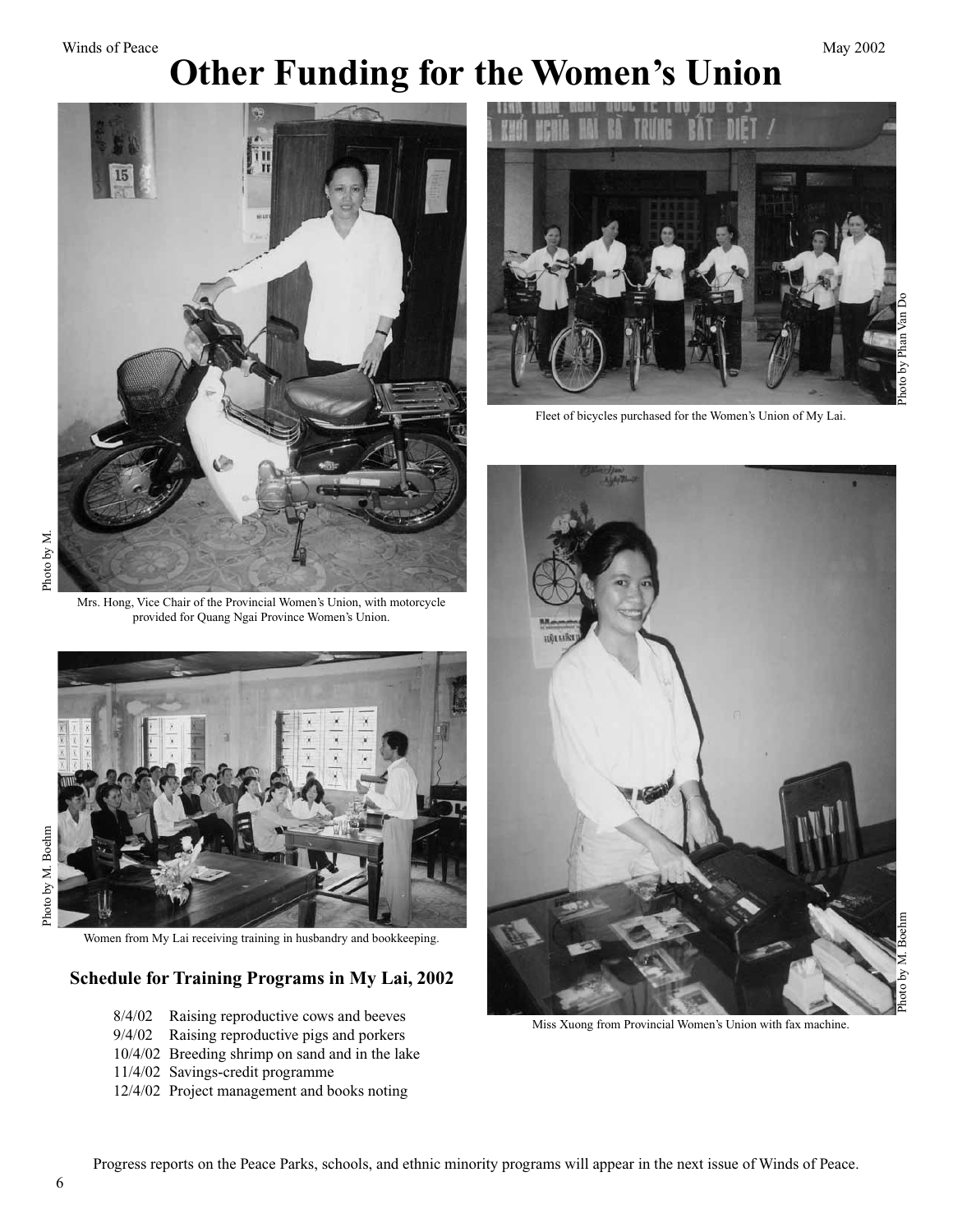# Other Funding for the Women's Union

Photo by M.

Mrs. Hong, Vice Chair of the Provincial Women's Union, with motorcycle provided for Quang Ngai Province Women's Union.

Photo by Phan Van Do

Fleet of bicycles purchased for the Women's Union of My Lai.

Photo by M. Boehm

Women from My Lai receiving training in husbandry and bookkeeping.

Photo by M. Boehm

Miss Xuong from Provincial Women's Union with fax machine.

### Schedule for Training Programs in My Lai, 2002

8/4/02 Raising reproductive cows and beeves
9/4/02 Raising reproductive pigs and porkers
10/4/02 Breeding shrimp on sand and in the lake
11/4/02 Savings-credit programme
12/4/02 Project management and books noting

Progress reports on the Peace Parks, schools, and ethnic minority programs will appear in the next issue of Winds of Peace.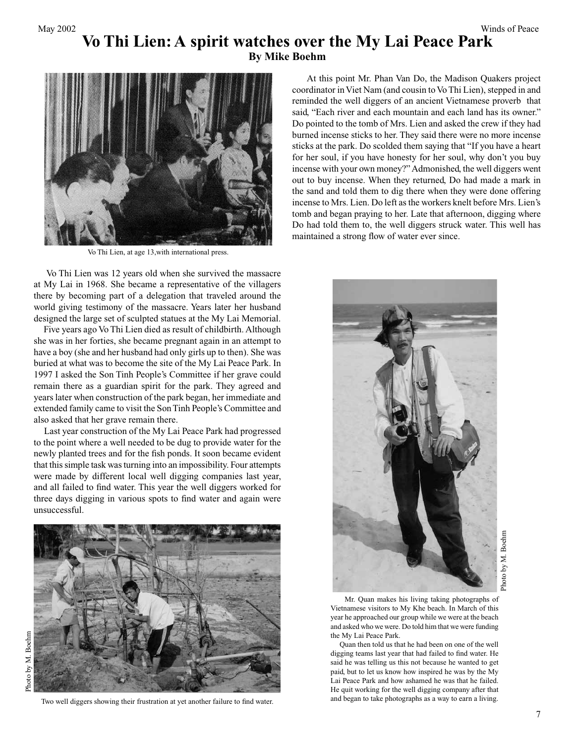# Vo Thi Lien: A spirit watches over the My Lai Peace Park

**By Mike Boehm**

Vo Thi Lien, at age 13,with international press.

Vo Thi Lien was 12 years old when she survived the massacre at My Lai in 1968. She became a representative of the villagers there by becoming part of a delegation that traveled around the world giving testimony of the massacre. Years later her husband designed the large set of sculpted statues at the My Lai Memorial.

Five years ago Vo Thi Lien died as result of childbirth. Although she was in her forties, she became pregnant again in an attempt to have a boy (she and her husband had only girls up to then). She was buried at what was to become the site of the My Lai Peace Park. In 1997 I asked the Son Tinh People's Committee if her grave could remain there as a guardian spirit for the park. They agreed and years later when construction of the park began, her immediate and extended family came to visit the Son Tinh People's Committee and also asked that her grave remain there.

Last year construction of the My Lai Peace Park had progressed to the point where a well needed to be dug to provide water for the newly planted trees and for the fish ponds. It soon became evident that this simple task was turning into an impossibility. Four attempts were made by different local well digging companies last year, and all failed to find water. This year the well diggers worked for three days digging in various spots to find water and again were unsuccessful.

Photo by M. Boehm

Two well diggers showing their frustration at yet another failure to find water.

At this point Mr. Phan Van Do, the Madison Quakers project coordinator in Viet Nam (and cousin to Vo Thi Lien), stepped in and reminded the well diggers of an ancient Vietnamese proverb that said, "Each river and each mountain and each land has its owner." Do pointed to the tomb of Mrs. Lien and asked the crew if they had burned incense sticks to her. They said there were no more incense sticks at the park. Do scolded them saying that "If you have a heart for her soul, if you have honesty for her soul, why don't you buy incense with your own money?" Admonished, the well diggers went out to buy incense. When they returned, Do had made a mark in the sand and told them to dig there when they were done offering incense to Mrs. Lien. Do left as the workers knelt before Mrs. Lien's tomb and began praying to her. Late that afternoon, digging where Do had told them to, the well diggers struck water. This well has maintained a strong flow of water ever since.

Photo by M. Boehm

Mr. Quan makes his living taking photographs of Vietnamese visitors to My Khe beach. In March of this year he approached our group while we were at the beach and asked who we were. Do told him that we were funding the My Lai Peace Park.

Quan then told us that he had been on one of the well digging teams last year that had failed to find water. He said he was telling us this not because he wanted to get paid, but to let us know how inspired he was by the My Lai Peace Park and how ashamed he was that he failed. He quit working for the well digging company after that and began to take photographs as a way to earn a living.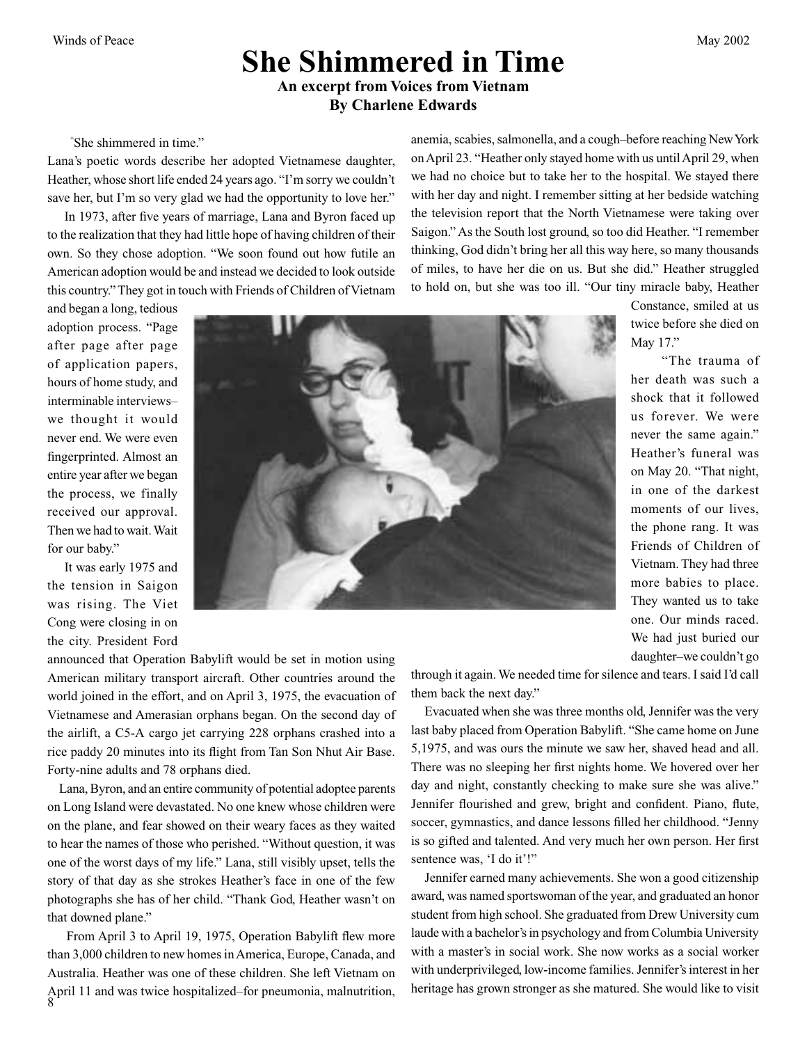# She Shimmered in Time

**An excerpt from Voices from Vietnam**
**By Charlene Edwards**

"She shimmered in time."

Lana's poetic words describe her adopted Vietnamese daughter, Heather, whose short life ended 24 years ago. "I'm sorry we couldn't save her, but I'm so very glad we had the opportunity to love her."

In 1973, after five years of marriage, Lana and Byron faced up to the realization that they had little hope of having children of their own. So they chose adoption. "We soon found out how futile an American adoption would be and instead we decided to look outside this country." They got in touch with Friends of Children of Vietnam and began a long, tedious adoption process. "Page after page after page of application papers, hours of home study, and interminable interviews–we thought it would never end. We were even fingerprinted. Almost an entire year after we began the process, we finally received our approval. Then we had to wait. Wait for our baby."

It was early 1975 and the tension in Saigon was rising. The Viet Cong were closing in on the city. President Ford announced that Operation Babylift would be set in motion using American military transport aircraft. Other countries around the world joined in the effort, and on April 3, 1975, the evacuation of Vietnamese and Amerasian orphans began. On the second day of the airlift, a C5-A cargo jet carrying 228 orphans crashed into a rice paddy 20 minutes into its flight from Tan Son Nhut Air Base. Forty-nine adults and 78 orphans died.

Lana, Byron, and an entire community of potential adoptee parents on Long Island were devastated. No one knew whose children were on the plane, and fear showed on their weary faces as they waited to hear the names of those who perished. "Without question, it was one of the worst days of my life." Lana, still visibly upset, tells the story of that day as she strokes Heather's face in one of the few photographs she has of her child. "Thank God, Heather wasn't on that downed plane."

From April 3 to April 19, 1975, Operation Babylift flew more than 3,000 children to new homes in America, Europe, Canada, and Australia. Heather was one of these children. She left Vietnam on April 11 and was twice hospitalized–for pneumonia, malnutrition, anemia, scabies, salmonella, and a cough–before reaching New York on April 23. "Heather only stayed home with us until April 29, when we had no choice but to take her to the hospital. We stayed there with her day and night. I remember sitting at her bedside watching the television report that the North Vietnamese were taking over Saigon." As the South lost ground, so too did Heather. "I remember thinking, God didn't bring her all this way here, so many thousands of miles, to have her die on us. But she did." Heather struggled to hold on, but she was too ill. "Our tiny miracle baby, Heather Constance, smiled at us twice before she died on May 17."

"The trauma of her death was such a shock that it followed us forever. We were never the same again." Heather's funeral was on May 20. "That night, in one of the darkest moments of our lives, the phone rang. It was Friends of Children of Vietnam. They had three more babies to place. They wanted us to take one. Our minds raced. We had just buried our daughter–we couldn't go through it again. We needed time for silence and tears. I said I'd call them back the next day."

Evacuated when she was three months old, Jennifer was the very last baby placed from Operation Babylift. "She came home on June 5,1975, and was ours the minute we saw her, shaved head and all. There was no sleeping her first nights home. We hovered over her day and night, constantly checking to make sure she was alive." Jennifer flourished and grew, bright and confident. Piano, flute, soccer, gymnastics, and dance lessons filled her childhood. "Jenny is so gifted and talented. And very much her own person. Her first sentence was, 'I do it'!"

Jennifer earned many achievements. She won a good citizenship award, was named sportswoman of the year, and graduated an honor student from high school. She graduated from Drew University cum laude with a bachelor's in psychology and from Columbia University with a master's in social work. She now works as a social worker with underprivileged, low-income families. Jennifer's interest in her heritage has grown stronger as she matured. She would like to visit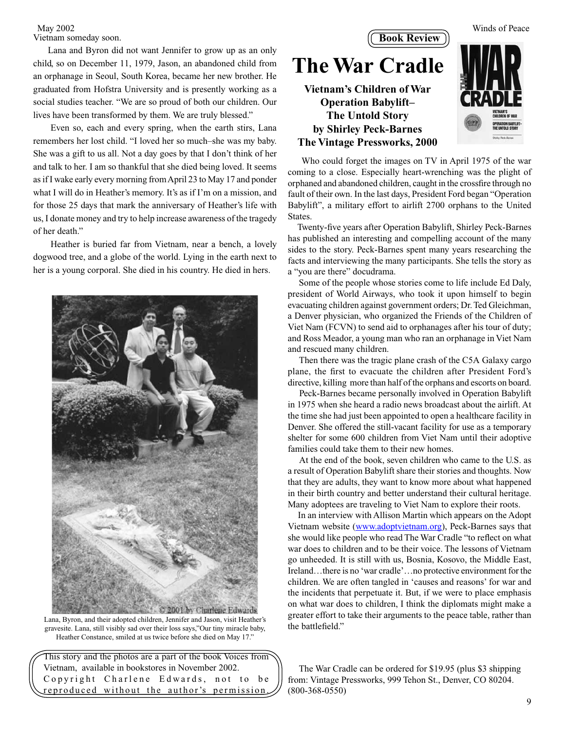Vietnam someday soon.

Lana and Byron did not want Jennifer to grow up as an only child, so on December 11, 1979, Jason, an abandoned child from an orphanage in Seoul, South Korea, became her new brother. He graduated from Hofstra University and is presently working as a social studies teacher. "We are so proud of both our children. Our lives have been transformed by them. We are truly blessed."

Even so, each and every spring, when the earth stirs, Lana remembers her lost child. "I loved her so much–she was my baby. She was a gift to us all. Not a day goes by that I don't think of her and talk to her. I am so thankful that she died being loved. It seems as if I wake early every morning from April 23 to May 17 and ponder what I will do in Heather's memory. It's as if I'm on a mission, and for those 25 days that mark the anniversary of Heather's life with us, I donate money and try to help increase awareness of the tragedy of her death."

Heather is buried far from Vietnam, near a bench, a lovely dogwood tree, and a globe of the world. Lying in the earth next to her is a young corporal. She died in his country. He died in hers.

© 2001 by Charlene Edwards

Lana, Byron, and their adopted children, Jennifer and Jason, visit Heather's gravesite. Lana, still visibly sad over their loss says,"Our tiny miracle baby, Heather Constance, smiled at us twice before she died on May 17."

This story and the photos are a part of the book Voices from Vietnam, available in bookstores in November 2002. Copyright Charlene Edwards, not to be reproduced without the author's permission.

**Book Review**

# The War Cradle

**Vietnam's Children of War**
**Operation Babylift–**
**The Untold Story**
**by Shirley Peck-Barnes**
**The Vintage Pressworks, 2000**

Who could forget the images on TV in April 1975 of the war coming to a close. Especially heart-wrenching was the plight of orphaned and abandoned children, caught in the crossfire through no fault of their own. In the last days, President Ford began "Operation Babylift", a military effort to airlift 2700 orphans to the United States.

Twenty-five years after Operation Babylift, Shirley Peck-Barnes has published an interesting and compelling account of the many sides to the story. Peck-Barnes spent many years researching the facts and interviewing the many participants. She tells the story as a "you are there" docudrama.

Some of the people whose stories come to life include Ed Daly, president of World Airways, who took it upon himself to begin evacuating children against government orders; Dr. Ted Gleichman, a Denver physician, who organized the Friends of the Children of Viet Nam (FCVN) to send aid to orphanages after his tour of duty; and Ross Meador, a young man who ran an orphanage in Viet Nam and rescued many children.

Then there was the tragic plane crash of the C5A Galaxy cargo plane, the first to evacuate the children after President Ford's directive, killing more than half of the orphans and escorts on board.

Peck-Barnes became personally involved in Operation Babylift in 1975 when she heard a radio news broadcast about the airlift. At the time she had just been appointed to open a healthcare facility in Denver. She offered the still-vacant facility for use as a temporary shelter for some 600 children from Viet Nam until their adoptive families could take them to their new homes.

At the end of the book, seven children who came to the U.S. as a result of Operation Babylift share their stories and thoughts. Now that they are adults, they want to know more about what happened in their birth country and better understand their cultural heritage. Many adoptees are traveling to Viet Nam to explore their roots.

In an interview with Allison Martin which appears on the Adopt Vietnam website (www.adoptvietnam.org), Peck-Barnes says that she would like people who read The War Cradle "to reflect on what war does to children and to be their voice. The lessons of Vietnam go unheeded. It is still with us, Bosnia, Kosovo, the Middle East, Ireland…there is no 'war cradle'…no protective environment for the children. We are often tangled in 'causes and reasons' for war and the incidents that perpetuate it. But, if we were to place emphasis on what war does to children, I think the diplomats might make a greater effort to take their arguments to the peace table, rather than the battlefield."

The War Cradle can be ordered for $19.95 (plus $3 shipping from: Vintage Pressworks, 999 Tehon St., Denver, CO 80204. (800-368-0550)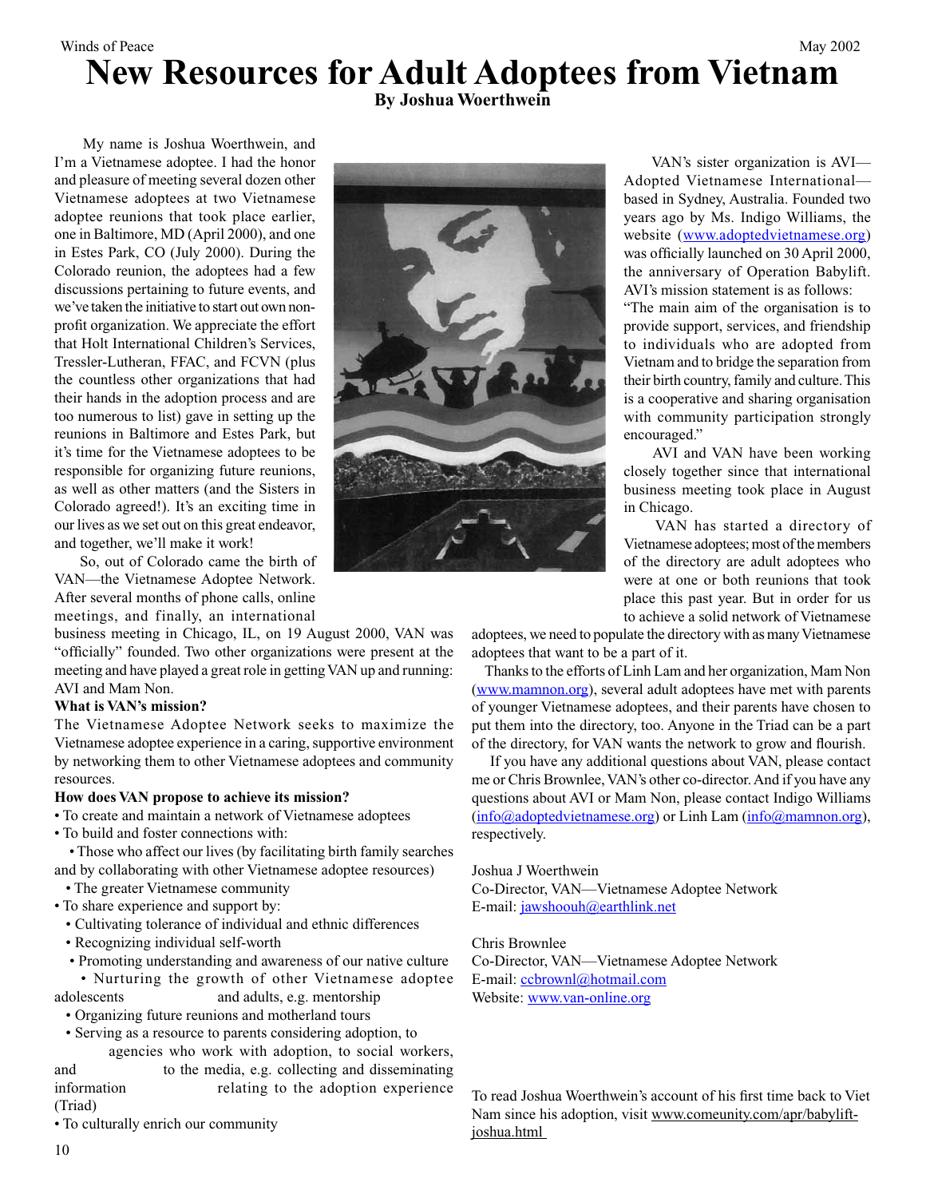# New Resources for Adult Adoptees from Vietnam

**By Joshua Woerthwein**

My name is Joshua Woerthwein, and I'm a Vietnamese adoptee. I had the honor and pleasure of meeting several dozen other Vietnamese adoptees at two Vietnamese adoptee reunions that took place earlier, one in Baltimore, MD (April 2000), and one in Estes Park, CO (July 2000). During the Colorado reunion, the adoptees had a few discussions pertaining to future events, and we've taken the initiative to start out own non-profit organization. We appreciate the effort that Holt International Children's Services, Tressler-Lutheran, FFAC, and FCVN (plus the countless other organizations that had their hands in the adoption process and are too numerous to list) gave in setting up the reunions in Baltimore and Estes Park, but it's time for the Vietnamese adoptees to be responsible for organizing future reunions, as well as other matters (and the Sisters in Colorado agreed!). It's an exciting time in our lives as we set out on this great endeavor, and together, we'll make it work!

So, out of Colorado came the birth of VAN—the Vietnamese Adoptee Network. After several months of phone calls, online meetings, and finally, an international business meeting in Chicago, IL, on 19 August 2000, VAN was "officially" founded. Two other organizations were present at the meeting and have played a great role in getting VAN up and running: AVI and Mam Non.

**What is VAN's mission?**

The Vietnamese Adoptee Network seeks to maximize the Vietnamese adoptee experience in a caring, supportive environment by networking them to other Vietnamese adoptees and community resources.

**How does VAN propose to achieve its mission?**

- To create and maintain a network of Vietnamese adoptees
- To build and foster connections with:
  - Those who affect our lives (by facilitating birth family searches and by collaborating with other Vietnamese adoptee resources)
  - The greater Vietnamese community
- To share experience and support by:
  - Cultivating tolerance of individual and ethnic differences
  - Recognizing individual self-worth
  - Promoting understanding and awareness of our native culture
  - Nurturing the growth of other Vietnamese adoptee adolescents and adults, e.g. mentorship
  - Organizing future reunions and motherland tours
  - Serving as a resource to parents considering adoption, to agencies who work with adoption, to social workers, and to the media, e.g. collecting and disseminating information relating to the adoption experience (Triad)
- To culturally enrich our community

VAN's sister organization is AVI—Adopted Vietnamese International—based in Sydney, Australia. Founded two years ago by Ms. Indigo Williams, the website (www.adoptedvietnamese.org) was officially launched on 30 April 2000, the anniversary of Operation Babylift. AVI's mission statement is as follows:
"The main aim of the organisation is to provide support, services, and friendship to individuals who are adopted from Vietnam and to bridge the separation from their birth country, family and culture. This is a cooperative and sharing organisation with community participation strongly encouraged."

AVI and VAN have been working closely together since that international business meeting took place in August in Chicago.

VAN has started a directory of Vietnamese adoptees; most of the members of the directory are adult adoptees who were at one or both reunions that took place this past year. But in order for us to achieve a solid network of Vietnamese adoptees, we need to populate the directory with as many Vietnamese adoptees that want to be a part of it.

Thanks to the efforts of Linh Lam and her organization, Mam Non (www.mamnon.org), several adult adoptees have met with parents of younger Vietnamese adoptees, and their parents have chosen to put them into the directory, too. Anyone in the Triad can be a part of the directory, for VAN wants the network to grow and flourish.

If you have any additional questions about VAN, please contact me or Chris Brownlee, VAN's other co-director. And if you have any questions about AVI or Mam Non, please contact Indigo Williams (info@adoptedvietnamese.org) or Linh Lam (info@mamnon.org), respectively.

Joshua J Woerthwein
Co-Director, VAN—Vietnamese Adoptee Network
E-mail: jawshoouh@earthlink.net

Chris Brownlee
Co-Director, VAN—Vietnamese Adoptee Network
E-mail: ccbrownl@hotmail.com
Website: www.van-online.org

To read Joshua Woerthwein's account of his first time back to Viet Nam since his adoption, visit www.comeunity.com/apr/babylift-joshua.html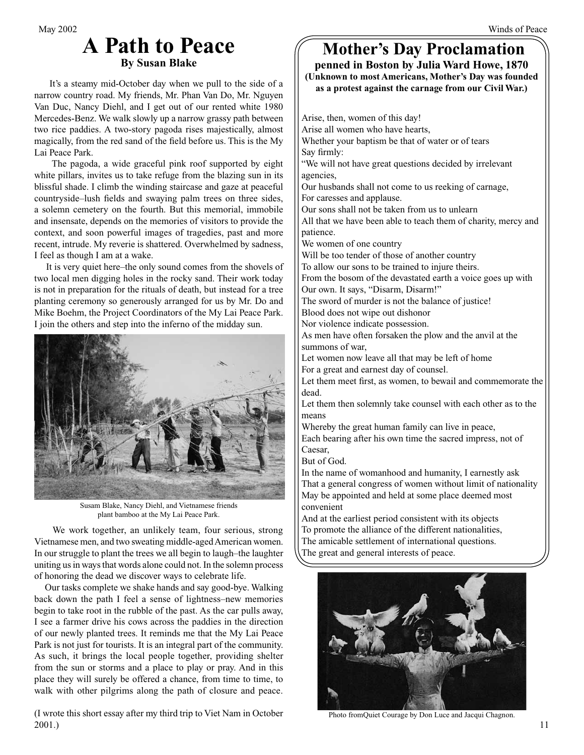# A Path to Peace

**By Susan Blake**

It's a steamy mid-October day when we pull to the side of a narrow country road. My friends, Mr. Phan Van Do, Mr. Nguyen Van Duc, Nancy Diehl, and I get out of our rented white 1980 Mercedes-Benz. We walk slowly up a narrow grassy path between two rice paddies. A two-story pagoda rises majestically, almost magically, from the red sand of the field before us. This is the My Lai Peace Park.

The pagoda, a wide graceful pink roof supported by eight white pillars, invites us to take refuge from the blazing sun in its blissful shade. I climb the winding staircase and gaze at peaceful countryside–lush fields and swaying palm trees on three sides, a solemn cemetery on the fourth. But this memorial, immobile and insensate, depends on the memories of visitors to provide the context, and soon powerful images of tragedies, past and more recent, intrude. My reverie is shattered. Overwhelmed by sadness, I feel as though I am at a wake.

It is very quiet here–the only sound comes from the shovels of two local men digging holes in the rocky sand. Their work today is not in preparation for the rituals of death, but instead for a tree planting ceremony so generously arranged for us by Mr. Do and Mike Boehm, the Project Coordinators of the My Lai Peace Park. I join the others and step into the inferno of the midday sun.

Susam Blake, Nancy Diehl, and Vietnamese friends plant bamboo at the My Lai Peace Park.

We work together, an unlikely team, four serious, strong Vietnamese men, and two sweating middle-aged American women. In our struggle to plant the trees we all begin to laugh–the laughter uniting us in ways that words alone could not. In the solemn process of honoring the dead we discover ways to celebrate life.

Our tasks complete we shake hands and say good-bye. Walking back down the path I feel a sense of lightness–new memories begin to take root in the rubble of the past. As the car pulls away, I see a farmer drive his cows across the paddies in the direction of our newly planted trees. It reminds me that the My Lai Peace Park is not just for tourists. It is an integral part of the community. As such, it brings the local people together, providing shelter from the sun or storms and a place to play or pray. And in this place they will surely be offered a chance, from time to time, to walk with other pilgrims along the path of closure and peace.

(I wrote this short essay after my third trip to Viet Nam in October 2001.)

# Mother's Day Proclamation

**penned in Boston by Julia Ward Howe, 1870**

**(Unknown to most Americans, Mother's Day was founded as a protest against the carnage from our Civil War.)**

Arise, then, women of this day!
Arise all women who have hearts,
Whether your baptism be that of water or of tears
Say firmly:
"We will not have great questions decided by irrelevant agencies,
Our husbands shall not come to us reeking of carnage,
For caresses and applause.
Our sons shall not be taken from us to unlearn
All that we have been able to teach them of charity, mercy and patience.
We women of one country
Will be too tender of those of another country
To allow our sons to be trained to injure theirs.
From the bosom of the devastated earth a voice goes up with
Our own. It says, "Disarm, Disarm!"
The sword of murder is not the balance of justice!
Blood does not wipe out dishonor
Nor violence indicate possession.
As men have often forsaken the plow and the anvil at the summons of war,
Let women now leave all that may be left of home
For a great and earnest day of counsel.
Let them meet first, as women, to bewail and commemorate the dead.
Let them then solemnly take counsel with each other as to the means
Whereby the great human family can live in peace,
Each bearing after his own time the sacred impress, not of Caesar,
But of God.
In the name of womanhood and humanity, I earnestly ask
That a general congress of women without limit of nationality
May be appointed and held at some place deemed most convenient
And at the earliest period consistent with its objects
To promote the alliance of the different nationalities,
The amicable settlement of international questions.
The great and general interests of peace.

Photo fromQuiet Courage by Don Luce and Jacqui Chagnon.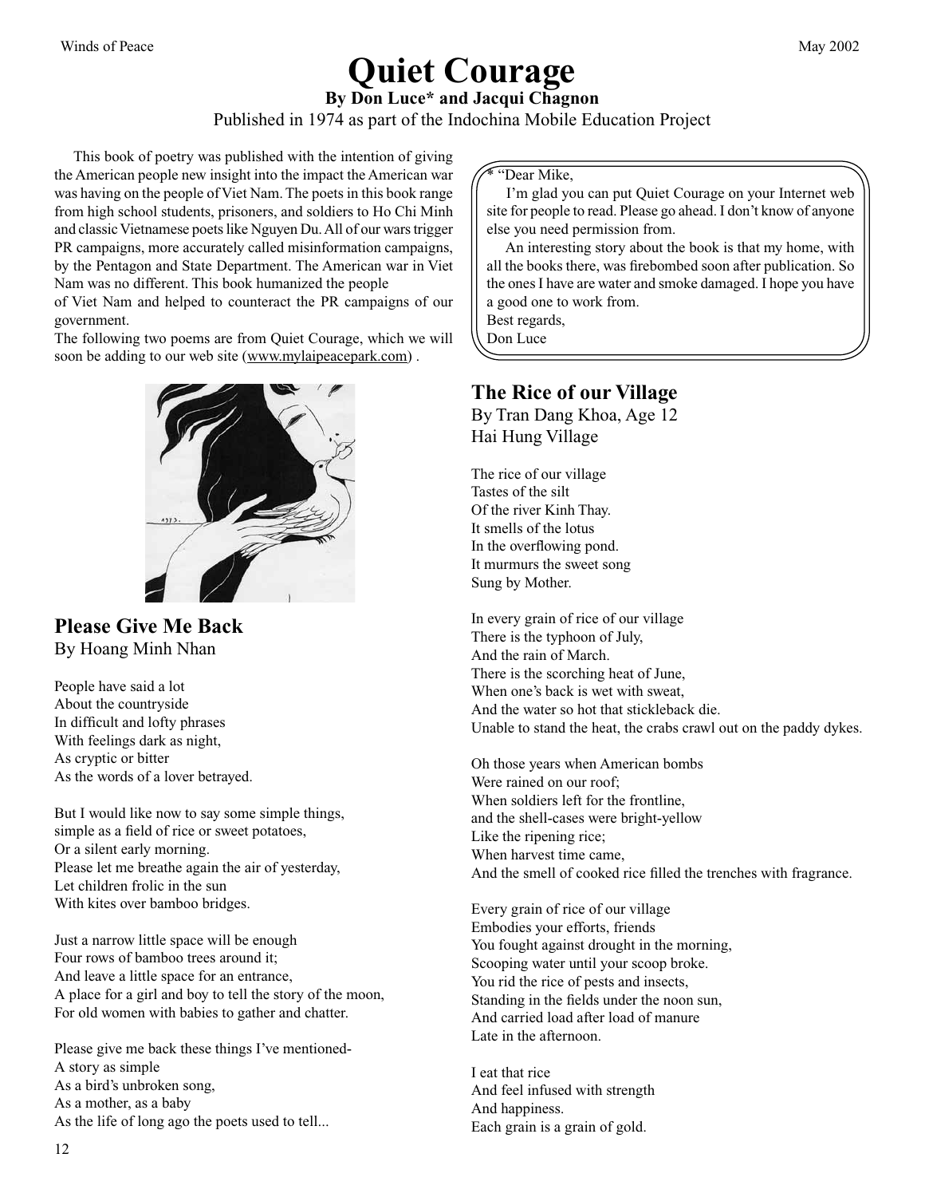# Quiet Courage

**By Don Luce* and Jacqui Chagnon**

Published in 1974 as part of the Indochina Mobile Education Project

This book of poetry was published with the intention of giving the American people new insight into the impact the American war was having on the people of Viet Nam. The poets in this book range from high school students, prisoners, and soldiers to Ho Chi Minh and classic Vietnamese poets like Nguyen Du. All of our wars trigger PR campaigns, more accurately called misinformation campaigns, by the Pentagon and State Department. The American war in Viet Nam was no different. This book humanized the people of Viet Nam and helped to counteract the PR campaigns of our government.

The following two poems are from Quiet Courage, which we will soon be adding to our web site (www.mylaipeacepark.com) .

> * "Dear Mike,
>
> I'm glad you can put Quiet Courage on your Internet web site for people to read. Please go ahead. I don't know of anyone else you need permission from.
>
> An interesting story about the book is that my home, with all the books there, was firebombed soon after publication. So the ones I have are water and smoke damaged. I hope you have a good one to work from.
>
> Best regards,
> Don Luce

## Please Give Me Back

By Hoang Minh Nhan

People have said a lot
About the countryside
In difficult and lofty phrases
With feelings dark as night,
As cryptic or bitter
As the words of a lover betrayed.

But I would like now to say some simple things,
simple as a field of rice or sweet potatoes,
Or a silent early morning.
Please let me breathe again the air of yesterday,
Let children frolic in the sun
With kites over bamboo bridges.

Just a narrow little space will be enough
Four rows of bamboo trees around it;
And leave a little space for an entrance,
A place for a girl and boy to tell the story of the moon,
For old women with babies to gather and chatter.

Please give me back these things I've mentioned-
A story as simple
As a bird's unbroken song,
As a mother, as a baby
As the life of long ago the poets used to tell...

## The Rice of our Village

By Tran Dang Khoa, Age 12
Hai Hung Village

The rice of our village
Tastes of the silt
Of the river Kinh Thay.
It smells of the lotus
In the overflowing pond.
It murmurs the sweet song
Sung by Mother.

In every grain of rice of our village
There is the typhoon of July,
And the rain of March.
There is the scorching heat of June,
When one's back is wet with sweat,
And the water so hot that stickleback die.
Unable to stand the heat, the crabs crawl out on the paddy dykes.

Oh those years when American bombs
Were rained on our roof;
When soldiers left for the frontline,
and the shell-cases were bright-yellow
Like the ripening rice;
When harvest time came,
And the smell of cooked rice filled the trenches with fragrance.

Every grain of rice of our village
Embodies your efforts, friends
You fought against drought in the morning,
Scooping water until your scoop broke.
You rid the rice of pests and insects,
Standing in the fields under the noon sun,
And carried load after load of manure
Late in the afternoon.

I eat that rice
And feel infused with strength
And happiness.
Each grain is a grain of gold.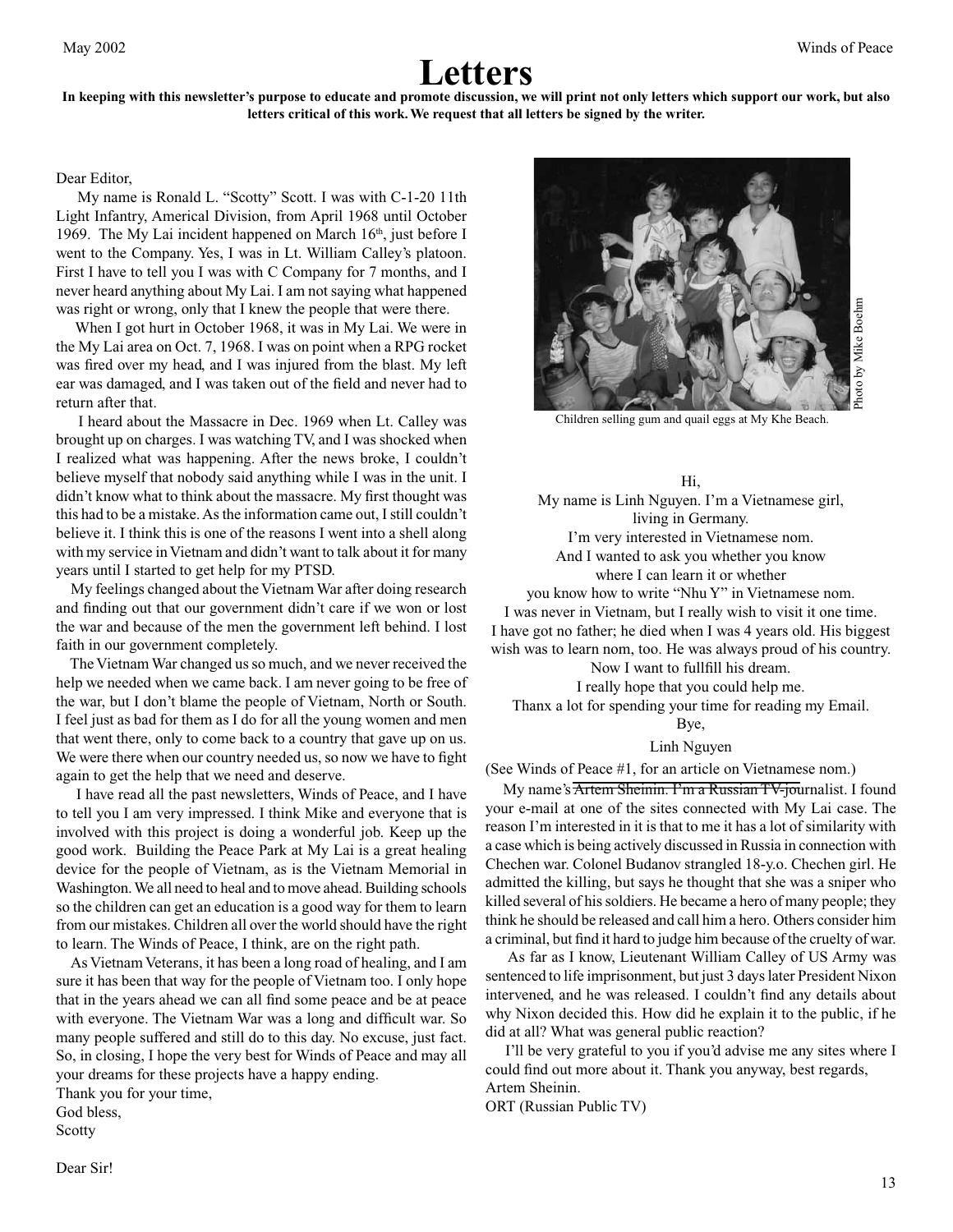# Letters

**In keeping with this newsletter's purpose to educate and promote discussion, we will print not only letters which support our work, but also letters critical of this work. We request that all letters be signed by the writer.**

Dear Editor,

My name is Ronald L. "Scotty" Scott. I was with C-1-20 11th Light Infantry, Americal Division, from April 1968 until October 1969. The My Lai incident happened on March 16th, just before I went to the Company. Yes, I was in Lt. William Calley's platoon. First I have to tell you I was with C Company for 7 months, and I never heard anything about My Lai. I am not saying what happened was right or wrong, only that I knew the people that were there.

When I got hurt in October 1968, it was in My Lai. We were in the My Lai area on Oct. 7, 1968. I was on point when a RPG rocket was fired over my head, and I was injured from the blast. My left ear was damaged, and I was taken out of the field and never had to return after that.

I heard about the Massacre in Dec. 1969 when Lt. Calley was brought up on charges. I was watching TV, and I was shocked when I realized what was happening. After the news broke, I couldn't believe myself that nobody said anything while I was in the unit. I didn't know what to think about the massacre. My first thought was this had to be a mistake. As the information came out, I still couldn't believe it. I think this is one of the reasons I went into a shell along with my service in Vietnam and didn't want to talk about it for many years until I started to get help for my PTSD.

My feelings changed about the Vietnam War after doing research and finding out that our government didn't care if we won or lost the war and because of the men the government left behind. I lost faith in our government completely.

The Vietnam War changed us so much, and we never received the help we needed when we came back. I am never going to be free of the war, but I don't blame the people of Vietnam, North or South. I feel just as bad for them as I do for all the young women and men that went there, only to come back to a country that gave up on us. We were there when our country needed us, so now we have to fight again to get the help that we need and deserve.

I have read all the past newsletters, Winds of Peace, and I have to tell you I am very impressed. I think Mike and everyone that is involved with this project is doing a wonderful job. Keep up the good work. Building the Peace Park at My Lai is a great healing device for the people of Vietnam, as is the Vietnam Memorial in Washington. We all need to heal and to move ahead. Building schools so the children can get an education is a good way for them to learn from our mistakes. Children all over the world should have the right to learn. The Winds of Peace, I think, are on the right path.

As Vietnam Veterans, it has been a long road of healing, and I am sure it has been that way for the people of Vietnam too. I only hope that in the years ahead we can all find some peace and be at peace with everyone. The Vietnam War was a long and difficult war. So many people suffered and still do to this day. No excuse, just fact. So, in closing, I hope the very best for Winds of Peace and may all your dreams for these projects have a happy ending.

Thank you for your time,
God bless,
Scotty

Photo by Mike Boehm

Children selling gum and quail eggs at My Khe Beach.

Hi,
My name is Linh Nguyen. I'm a Vietnamese girl, living in Germany.
I'm very interested in Vietnamese nom.
And I wanted to ask you whether you know where I can learn it or whether you know how to write "Nhu Y" in Vietnamese nom.
I was never in Vietnam, but I really wish to visit it one time.
I have got no father; he died when I was 4 years old. His biggest wish was to learn nom, too. He was always proud of his country.
Now I want to fullfill his dream.
I really hope that you could help me.
Thanx a lot for spending your time for reading my Email.
Bye,
Linh Nguyen

(See Winds of Peace #1, for an article on Vietnamese nom.)

Dear Sir!

My name's ~~Artem Sheinin. I'm a Russian TV-jou~~rnalist. I found your e-mail at one of the sites connected with My Lai case. The reason I'm interested in it is that to me it has a lot of similarity with a case which is being actively discussed in Russia in connection with Chechen war. Colonel Budanov strangled 18-y.o. Chechen girl. He admitted the killing, but says he thought that she was a sniper who killed several of his soldiers. He became a hero of many people; they think he should be released and call him a hero. Others consider him a criminal, but find it hard to judge him because of the cruelty of war.

As far as I know, Lieutenant William Calley of US Army was sentenced to life imprisonment, but just 3 days later President Nixon intervened, and he was released. I couldn't find any details about why Nixon decided this. How did he explain it to the public, if he did at all? What was general public reaction?

I'll be very grateful to you if you'd advise me any sites where I could find out more about it. Thank you anyway, best regards,
Artem Sheinin.
ORT (Russian Public TV)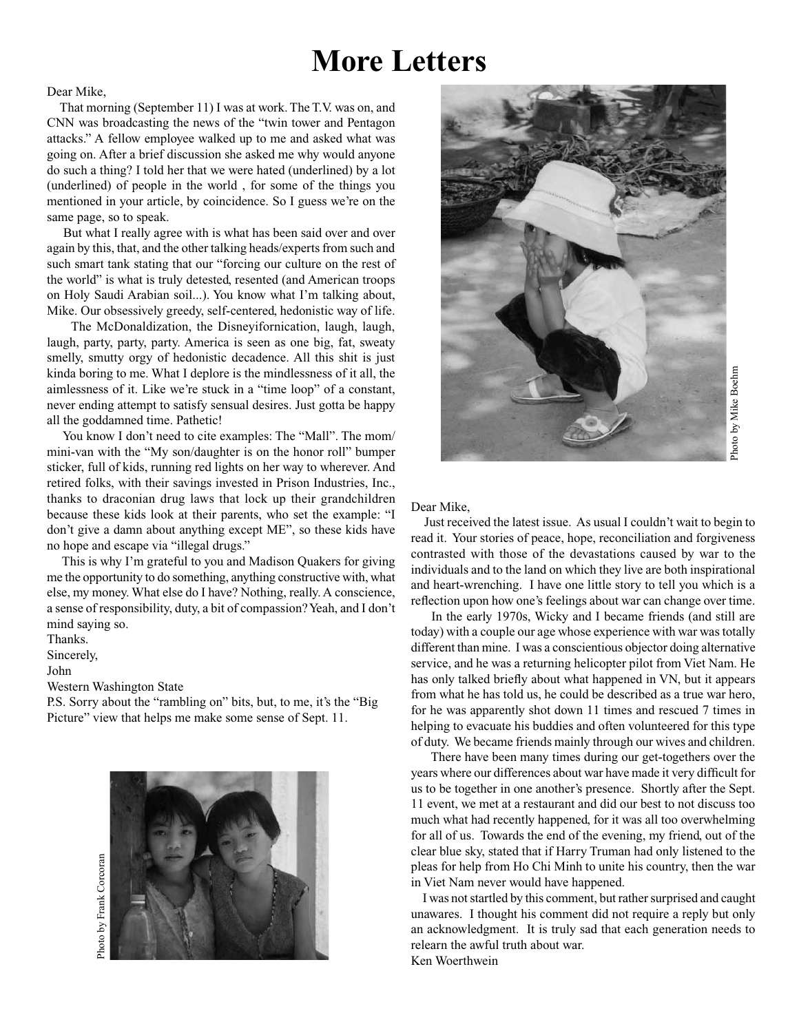# More Letters

Dear Mike,

That morning (September 11) I was at work. The T.V. was on, and CNN was broadcasting the news of the "twin tower and Pentagon attacks." A fellow employee walked up to me and asked what was going on. After a brief discussion she asked me why would anyone do such a thing? I told her that we were hated (underlined) by a lot (underlined) of people in the world , for some of the things you mentioned in your article, by coincidence. So I guess we're on the same page, so to speak.

But what I really agree with is what has been said over and over again by this, that, and the other talking heads/experts from such and such smart tank stating that our "forcing our culture on the rest of the world" is what is truly detested, resented (and American troops on Holy Saudi Arabian soil...). You know what I'm talking about, Mike. Our obsessively greedy, self-centered, hedonistic way of life.

The McDonaldization, the Disneyifornication, laugh, laugh, laugh, party, party, party. America is seen as one big, fat, sweaty smelly, smutty orgy of hedonistic decadence. All this shit is just kinda boring to me. What I deplore is the mindlessness of it all, the aimlessness of it. Like we're stuck in a "time loop" of a constant, never ending attempt to satisfy sensual desires. Just gotta be happy all the goddamned time. Pathetic!

You know I don't need to cite examples: The "Mall". The mom/ mini-van with the "My son/daughter is on the honor roll" bumper sticker, full of kids, running red lights on her way to wherever. And retired folks, with their savings invested in Prison Industries, Inc., thanks to draconian drug laws that lock up their grandchildren because these kids look at their parents, who set the example: "I don't give a damn about anything except ME", so these kids have no hope and escape via "illegal drugs."

This is why I'm grateful to you and Madison Quakers for giving me the opportunity to do something, anything constructive with, what else, my money. What else do I have? Nothing, really. A conscience, a sense of responsibility, duty, a bit of compassion? Yeah, and I don't mind saying so.

Thanks.

Sincerely,

John

Western Washington State

P.S. Sorry about the "rambling on" bits, but, to me, it's the "Big Picture" view that helps me make some sense of Sept. 11.

Photo by Frank Corcoran

Photo by Mike Boehm

Dear Mike,

Just received the latest issue. As usual I couldn't wait to begin to read it. Your stories of peace, hope, reconciliation and forgiveness contrasted with those of the devastations caused by war to the individuals and to the land on which they live are both inspirational and heart-wrenching. I have one little story to tell you which is a reflection upon how one's feelings about war can change over time.

In the early 1970s, Wicky and I became friends (and still are today) with a couple our age whose experience with war was totally different than mine. I was a conscientious objector doing alternative service, and he was a returning helicopter pilot from Viet Nam. He has only talked briefly about what happened in VN, but it appears from what he has told us, he could be described as a true war hero, for he was apparently shot down 11 times and rescued 7 times in helping to evacuate his buddies and often volunteered for this type of duty. We became friends mainly through our wives and children.

There have been many times during our get-togethers over the years where our differences about war have made it very difficult for us to be together in one another's presence. Shortly after the Sept. 11 event, we met at a restaurant and did our best to not discuss too much what had recently happened, for it was all too overwhelming for all of us. Towards the end of the evening, my friend, out of the clear blue sky, stated that if Harry Truman had only listened to the pleas for help from Ho Chi Minh to unite his country, then the war in Viet Nam never would have happened.

I was not startled by this comment, but rather surprised and caught unawares. I thought his comment did not require a reply but only an acknowledgment. It is truly sad that each generation needs to relearn the awful truth about war.

Ken Woerthwein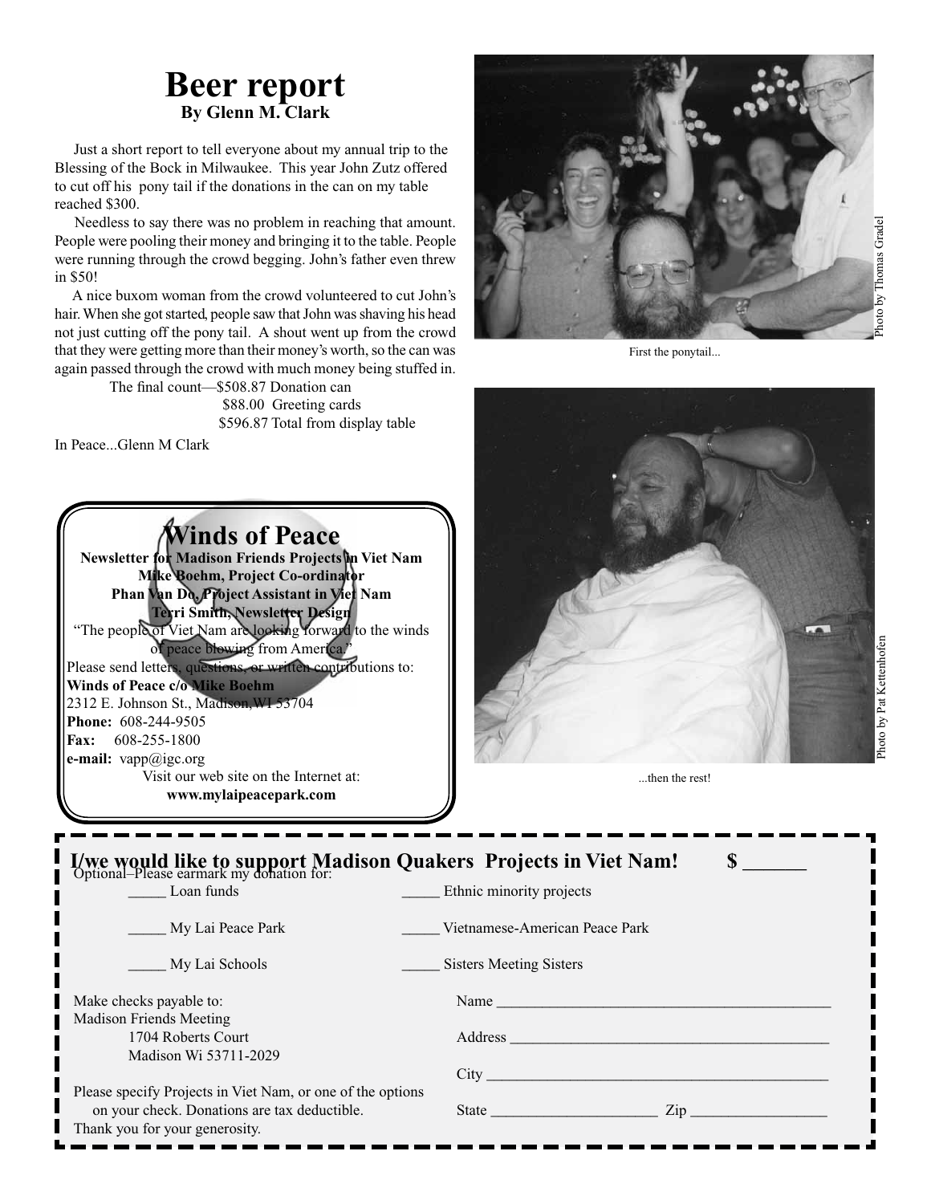# Beer report

**By Glenn M. Clark**

Just a short report to tell everyone about my annual trip to the Blessing of the Bock in Milwaukee. This year John Zutz offered to cut off his pony tail if the donations in the can on my table reached $300.

Needless to say there was no problem in reaching that amount. People were pooling their money and bringing it to the table. People were running through the crowd begging. John's father even threw in $50!

A nice buxom woman from the crowd volunteered to cut John's hair. When she got started, people saw that John was shaving his head not just cutting off the pony tail. A shout went up from the crowd that they were getting more than their money's worth, so the can was again passed through the crowd with much money being stuffed in.

The final count—$508.87 Donation can
$88.00 Greeting cards
$596.87 Total from display table

In Peace...Glenn M Clark

First the ponytail...

Photo by Thomas Gradel

...then the rest!

Photo by Pat Kettenhofen

## Winds of Peace

**Newsletter for Madison Friends Projects in Viet Nam**
**Mike Boehm, Project Co-ordinator**
**Phan Van Do, Project Assistant in Viet Nam**
**Terri Smith, Newsletter Design**

"The people of Viet Nam are looking forward to the winds of peace blowing from America."

Please send letters, questions, or written contributions to:
**Winds of Peace c/o Mike Boehm**
2312 E. Johnson St., Madison, WI 53704
**Phone:** 608-244-9505
**Fax:** 608-255-1800
**e-mail:** vapp@igc.org
Visit our web site on the Internet at:
**www.mylaipeacepark.com**

---

**I/we would like to support Madison Quakers Projects in Viet Nam! $ ______**

Optional–Please earmark my donation for:

_____ Loan funds
_____ Ethnic minority projects
_____ My Lai Peace Park
_____ Vietnamese-American Peace Park
_____ My Lai Schools
_____ Sisters Meeting Sisters

Make checks payable to:
Madison Friends Meeting
1704 Roberts Court
Madison Wi 53711-2029

Please specify Projects in Viet Nam, or one of the options on your check. Donations are tax deductible.
Thank you for your generosity.

Name ___________________________________________

Address _________________________________________

City ____________________________________________

State _____________________ Zip _________________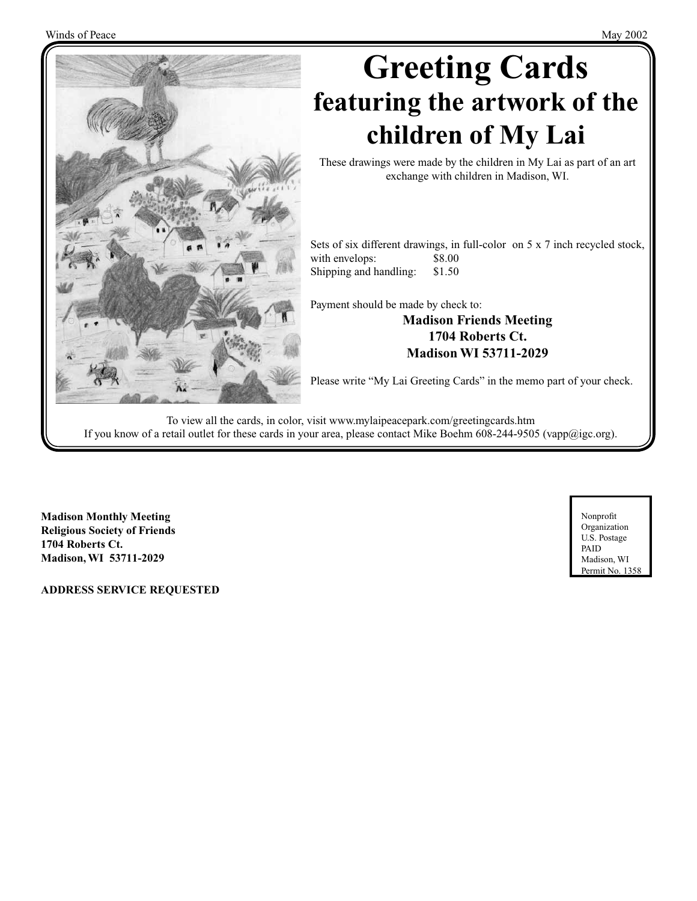# Greeting Cards

## featuring the artwork of the children of My Lai

These drawings were made by the children in My Lai as part of an art exchange with children in Madison, WI.

Sets of six different drawings, in full-color on 5 x 7 inch recycled stock, with envelops: $8.00
Shipping and handling: $1.50

Payment should be made by check to:

**Madison Friends Meeting**
**1704 Roberts Ct.**
**Madison WI 53711-2029**

Please write "My Lai Greeting Cards" in the memo part of your check.

To view all the cards, in color, visit www.mylaipeacepark.com/greetingcards.htm
If you know of a retail outlet for these cards in your area, please contact Mike Boehm 608-244-9505 (vapp@igc.org).

**Madison Monthly Meeting**
**Religious Society of Friends**
**1704 Roberts Ct.**
**Madison, WI 53711-2029**

**ADDRESS SERVICE REQUESTED**

Nonprofit Organization
U.S. Postage
PAID
Madison, WI
Permit No. 1358